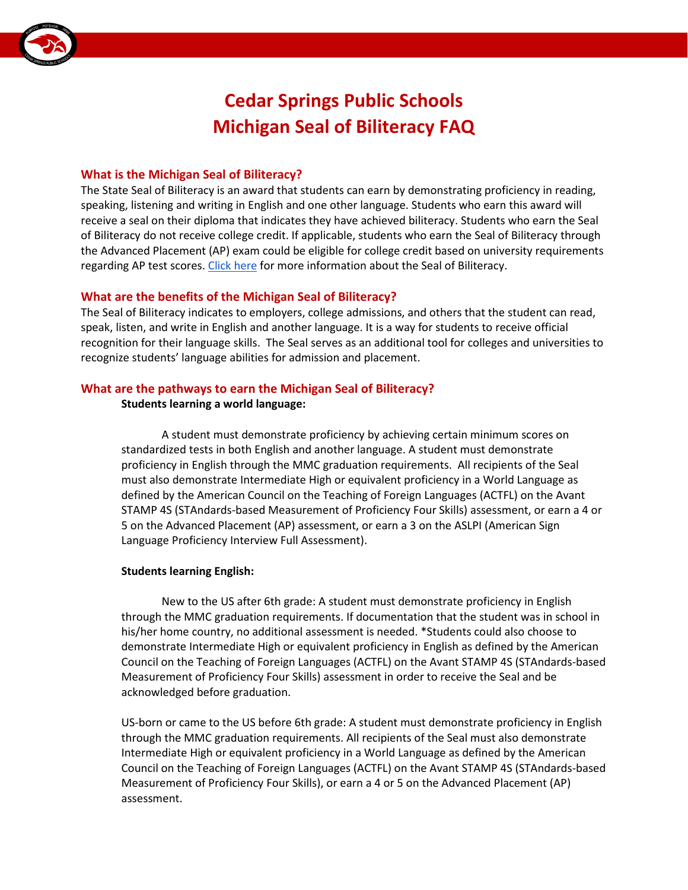# Cedar Springs Public Schools
# Michigan Seal of Biliteracy FAQ

## What is the Michigan Seal of Biliteracy?

The State Seal of Biliteracy is an award that students can earn by demonstrating proficiency in reading, speaking, listening and writing in English and one other language. Students who earn this award will receive a seal on their diploma that indicates they have achieved biliteracy. Students who earn the Seal of Biliteracy do not receive college credit. If applicable, students who earn the Seal of Biliteracy through the Advanced Placement (AP) exam could be eligible for college credit based on university requirements regarding AP test scores. Click here for more information about the Seal of Biliteracy.

## What are the benefits of the Michigan Seal of Biliteracy?

The Seal of Biliteracy indicates to employers, college admissions, and others that the student can read, speak, listen, and write in English and another language. It is a way for students to receive official recognition for their language skills. The Seal serves as an additional tool for colleges and universities to recognize students' language abilities for admission and placement.

## What are the pathways to earn the Michigan Seal of Biliteracy?

**Students learning a world language:**

A student must demonstrate proficiency by achieving certain minimum scores on standardized tests in both English and another language. A student must demonstrate proficiency in English through the MMC graduation requirements. All recipients of the Seal must also demonstrate Intermediate High or equivalent proficiency in a World Language as defined by the American Council on the Teaching of Foreign Languages (ACTFL) on the Avant STAMP 4S (STAndards-based Measurement of Proficiency Four Skills) assessment, or earn a 4 or 5 on the Advanced Placement (AP) assessment, or earn a 3 on the ASLPI (American Sign Language Proficiency Interview Full Assessment).

**Students learning English:**

New to the US after 6th grade: A student must demonstrate proficiency in English through the MMC graduation requirements. If documentation that the student was in school in his/her home country, no additional assessment is needed. *Students could also choose to demonstrate Intermediate High or equivalent proficiency in English as defined by the American Council on the Teaching of Foreign Languages (ACTFL) on the Avant STAMP 4S (STAndards-based Measurement of Proficiency Four Skills) assessment in order to receive the Seal and be acknowledged before graduation.

US-born or came to the US before 6th grade: A student must demonstrate proficiency in English through the MMC graduation requirements. All recipients of the Seal must also demonstrate Intermediate High or equivalent proficiency in a World Language as defined by the American Council on the Teaching of Foreign Languages (ACTFL) on the Avant STAMP 4S (STAndards-based Measurement of Proficiency Four Skills), or earn a 4 or 5 on the Advanced Placement (AP) assessment.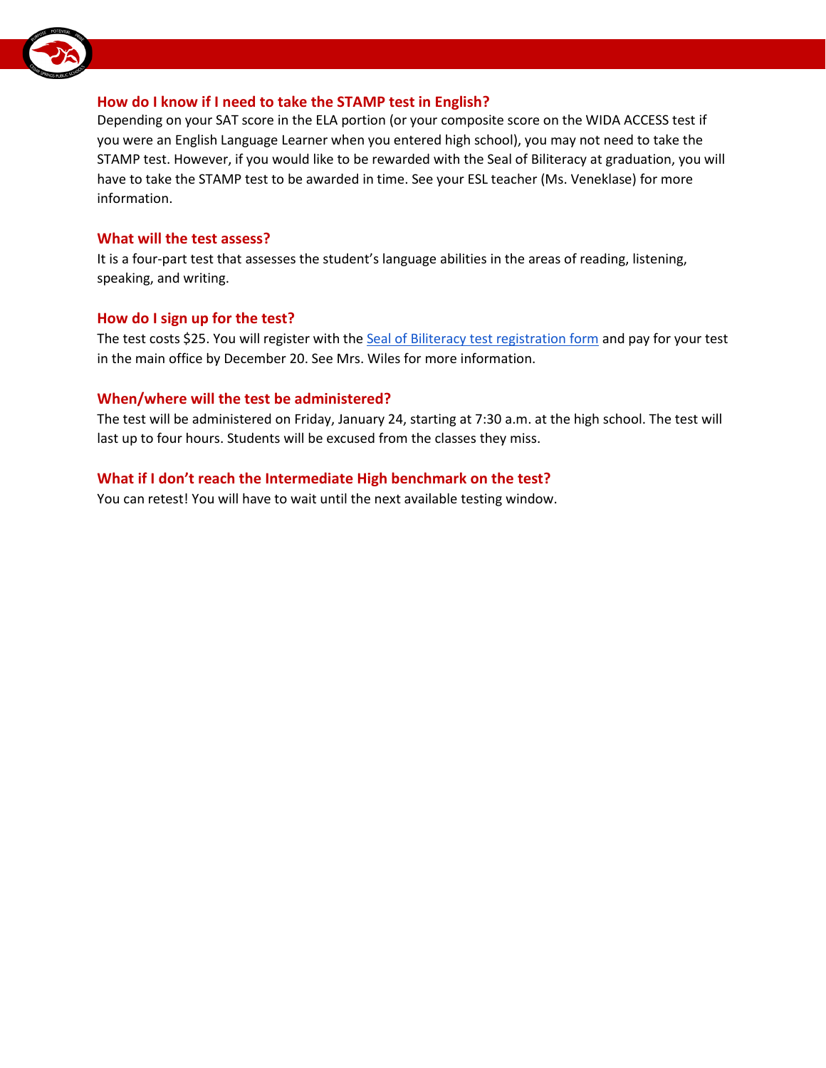### How do I know if I need to take the STAMP test in English?

Depending on your SAT score in the ELA portion (or your composite score on the WIDA ACCESS test if you were an English Language Learner when you entered high school), you may not need to take the STAMP test. However, if you would like to be rewarded with the Seal of Biliteracy at graduation, you will have to take the STAMP test to be awarded in time. See your ESL teacher (Ms. Veneklase) for more information.

### What will the test assess?

It is a four-part test that assesses the student's language abilities in the areas of reading, listening, speaking, and writing.

### How do I sign up for the test?

The test costs $25. You will register with the Seal of Biliteracy test registration form and pay for your test in the main office by December 20. See Mrs. Wiles for more information.

### When/where will the test be administered?

The test will be administered on Friday, January 24, starting at 7:30 a.m. at the high school. The test will last up to four hours. Students will be excused from the classes they miss.

### What if I don't reach the Intermediate High benchmark on the test?

You can retest! You will have to wait until the next available testing window.